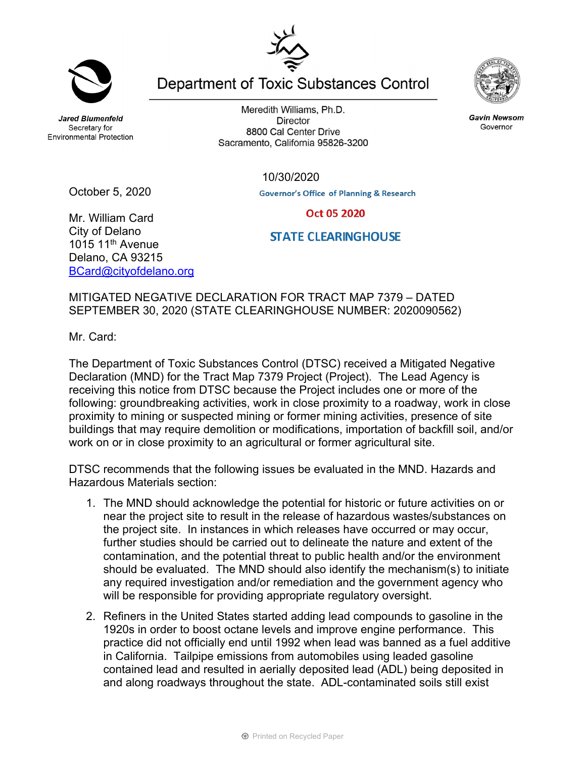# Department of Toxic Substances Control

*Jared Blumenfeld*
Secretary for
Environmental Protection

Meredith Williams, Ph.D.
Director
8800 Cal Center Drive
Sacramento, California 95826-3200

*Gavin Newsom*
Governor

10/30/2020

Governor's Office of Planning & Research

Oct 05 2020

STATE CLEARINGHOUSE

October 5, 2020

Mr. William Card
City of Delano
1015 11th Avenue
Delano, CA 93215
BCard@cityofdelano.org

MITIGATED NEGATIVE DECLARATION FOR TRACT MAP 7379 – DATED SEPTEMBER 30, 2020 (STATE CLEARINGHOUSE NUMBER: 2020090562)

Mr. Card:

The Department of Toxic Substances Control (DTSC) received a Mitigated Negative Declaration (MND) for the Tract Map 7379 Project (Project). The Lead Agency is receiving this notice from DTSC because the Project includes one or more of the following: groundbreaking activities, work in close proximity to a roadway, work in close proximity to mining or suspected mining or former mining activities, presence of site buildings that may require demolition or modifications, importation of backfill soil, and/or work on or in close proximity to an agricultural or former agricultural site.

DTSC recommends that the following issues be evaluated in the MND. Hazards and Hazardous Materials section:

1. The MND should acknowledge the potential for historic or future activities on or near the project site to result in the release of hazardous wastes/substances on the project site. In instances in which releases have occurred or may occur, further studies should be carried out to delineate the nature and extent of the contamination, and the potential threat to public health and/or the environment should be evaluated. The MND should also identify the mechanism(s) to initiate any required investigation and/or remediation and the government agency who will be responsible for providing appropriate regulatory oversight.

2. Refiners in the United States started adding lead compounds to gasoline in the 1920s in order to boost octane levels and improve engine performance. This practice did not officially end until 1992 when lead was banned as a fuel additive in California. Tailpipe emissions from automobiles using leaded gasoline contained lead and resulted in aerially deposited lead (ADL) being deposited in and along roadways throughout the state. ADL-contaminated soils still exist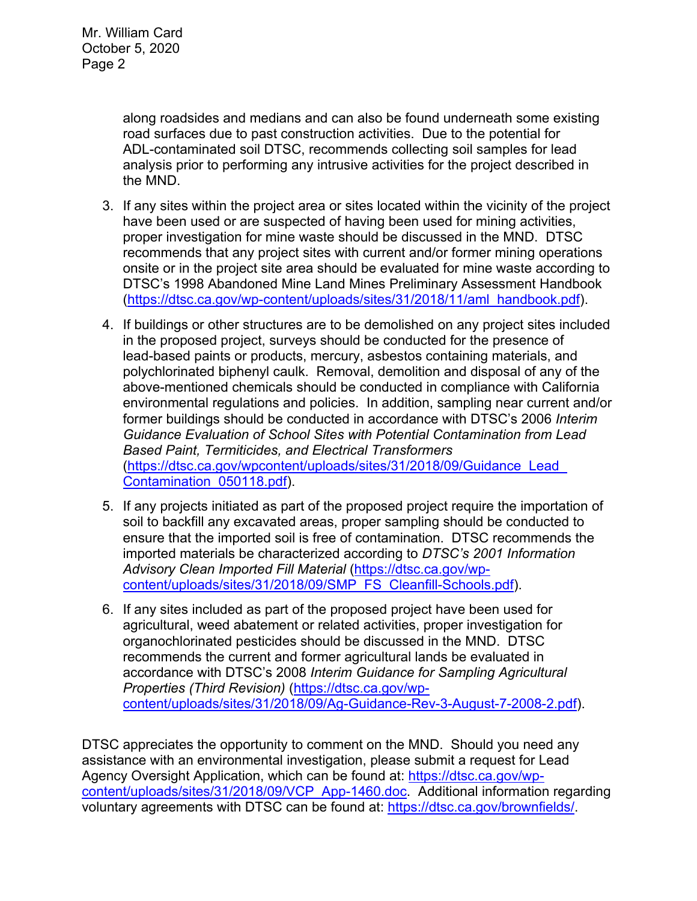along roadsides and medians and can also be found underneath some existing road surfaces due to past construction activities. Due to the potential for ADL-contaminated soil DTSC, recommends collecting soil samples for lead analysis prior to performing any intrusive activities for the project described in the MND.

3. If any sites within the project area or sites located within the vicinity of the project have been used or are suspected of having been used for mining activities, proper investigation for mine waste should be discussed in the MND. DTSC recommends that any project sites with current and/or former mining operations onsite or in the project site area should be evaluated for mine waste according to DTSC's 1998 Abandoned Mine Land Mines Preliminary Assessment Handbook (https://dtsc.ca.gov/wp-content/uploads/sites/31/2018/11/aml_handbook.pdf).

4. If buildings or other structures are to be demolished on any project sites included in the proposed project, surveys should be conducted for the presence of lead-based paints or products, mercury, asbestos containing materials, and polychlorinated biphenyl caulk. Removal, demolition and disposal of any of the above-mentioned chemicals should be conducted in compliance with California environmental regulations and policies. In addition, sampling near current and/or former buildings should be conducted in accordance with DTSC's 2006 *Interim Guidance Evaluation of School Sites with Potential Contamination from Lead Based Paint, Termiticides, and Electrical Transformers* (https://dtsc.ca.gov/wpcontent/uploads/sites/31/2018/09/Guidance_Lead_Contamination_050118.pdf).

5. If any projects initiated as part of the proposed project require the importation of soil to backfill any excavated areas, proper sampling should be conducted to ensure that the imported soil is free of contamination. DTSC recommends the imported materials be characterized according to *DTSC's 2001 Information Advisory Clean Imported Fill Material* (https://dtsc.ca.gov/wp-content/uploads/sites/31/2018/09/SMP_FS_Cleanfill-Schools.pdf).

6. If any sites included as part of the proposed project have been used for agricultural, weed abatement or related activities, proper investigation for organochlorinated pesticides should be discussed in the MND. DTSC recommends the current and former agricultural lands be evaluated in accordance with DTSC's 2008 *Interim Guidance for Sampling Agricultural Properties (Third Revision)* (https://dtsc.ca.gov/wp-content/uploads/sites/31/2018/09/Ag-Guidance-Rev-3-August-7-2008-2.pdf).

DTSC appreciates the opportunity to comment on the MND. Should you need any assistance with an environmental investigation, please submit a request for Lead Agency Oversight Application, which can be found at: https://dtsc.ca.gov/wp-content/uploads/sites/31/2018/09/VCP_App-1460.doc. Additional information regarding voluntary agreements with DTSC can be found at: https://dtsc.ca.gov/brownfields/.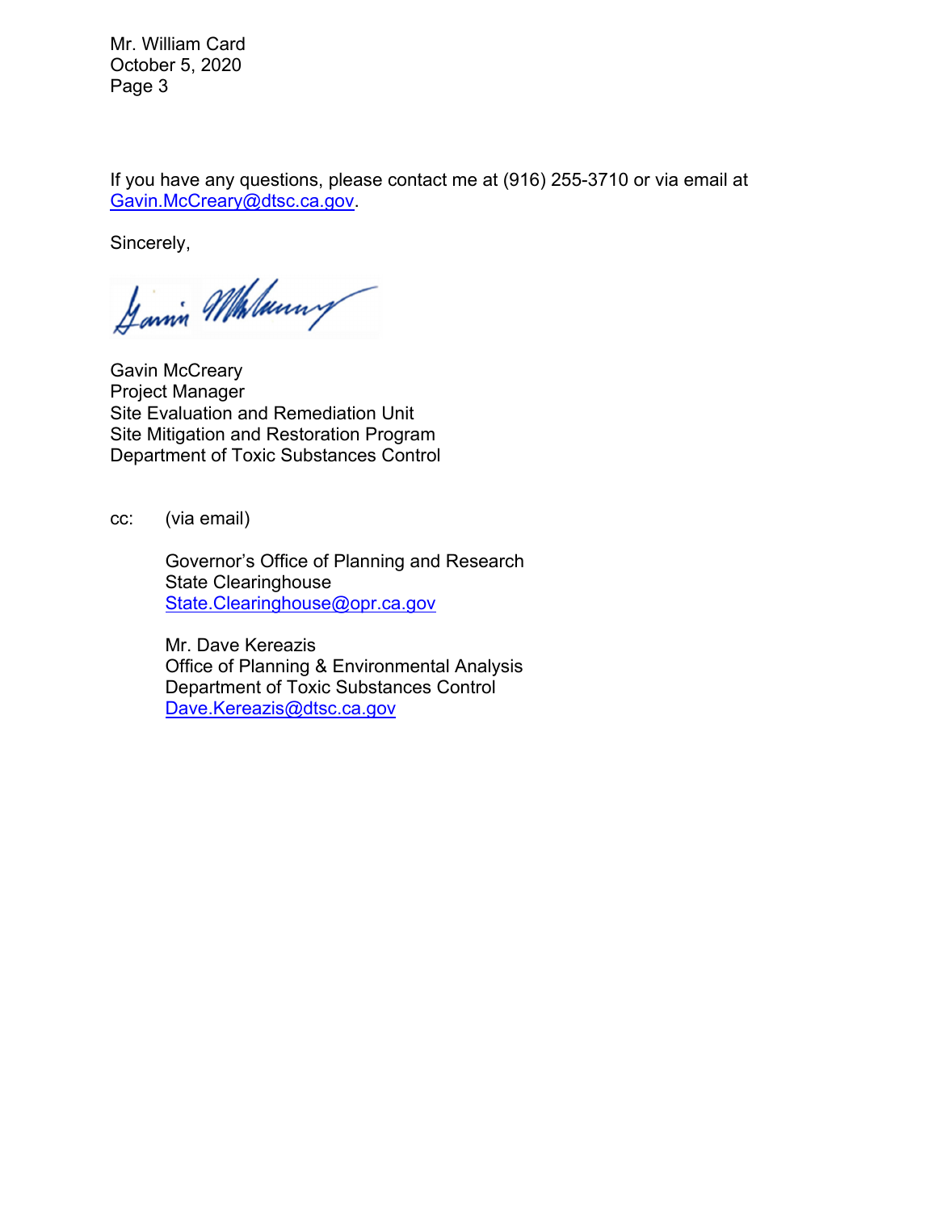If you have any questions, please contact me at (916) 255-3710 or via email at Gavin.McCreary@dtsc.ca.gov.

Sincerely,

Gavin McCreary
Project Manager
Site Evaluation and Remediation Unit
Site Mitigation and Restoration Program
Department of Toxic Substances Control

cc: (via email)

Governor's Office of Planning and Research
State Clearinghouse
State.Clearinghouse@opr.ca.gov

Mr. Dave Kereazis
Office of Planning & Environmental Analysis
Department of Toxic Substances Control
Dave.Kereazis@dtsc.ca.gov